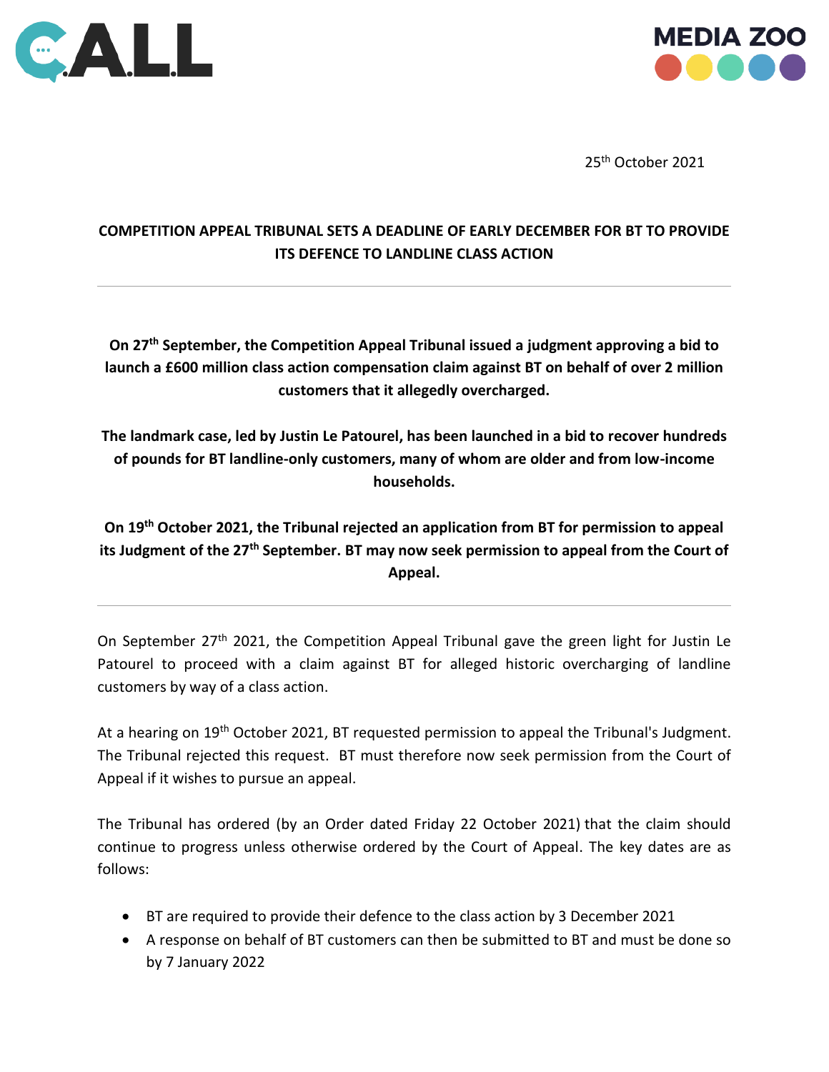25th October 2021

**COMPETITION APPEAL TRIBUNAL SETS A DEADLINE OF EARLY DECEMBER FOR BT TO PROVIDE ITS DEFENCE TO LANDLINE CLASS ACTION**

---

**On 27th September, the Competition Appeal Tribunal issued a judgment approving a bid to launch a £600 million class action compensation claim against BT on behalf of over 2 million customers that it allegedly overcharged.**

**The landmark case, led by Justin Le Patourel, has been launched in a bid to recover hundreds of pounds for BT landline-only customers, many of whom are older and from low-income households.**

**On 19th October 2021, the Tribunal rejected an application from BT for permission to appeal its Judgment of the 27th September. BT may now seek permission to appeal from the Court of Appeal.**

---

On September 27th 2021, the Competition Appeal Tribunal gave the green light for Justin Le Patourel to proceed with a claim against BT for alleged historic overcharging of landline customers by way of a class action.

At a hearing on 19th October 2021, BT requested permission to appeal the Tribunal's Judgment. The Tribunal rejected this request. BT must therefore now seek permission from the Court of Appeal if it wishes to pursue an appeal.

The Tribunal has ordered (by an Order dated Friday 22 October 2021) that the claim should continue to progress unless otherwise ordered by the Court of Appeal. The key dates are as follows:

- BT are required to provide their defence to the class action by 3 December 2021
- A response on behalf of BT customers can then be submitted to BT and must be done so by 7 January 2022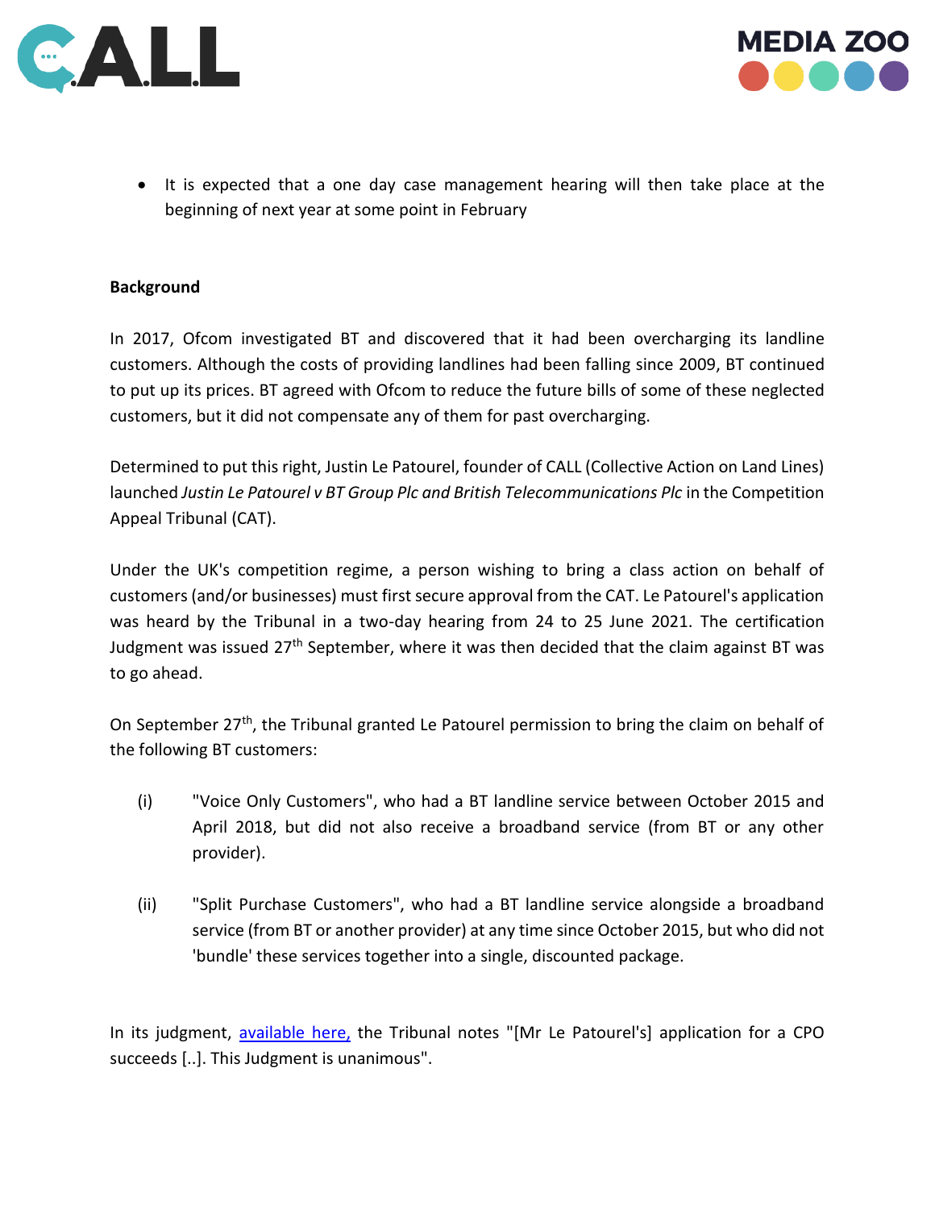- It is expected that a one day case management hearing will then take place at the beginning of next year at some point in February

**Background**

In 2017, Ofcom investigated BT and discovered that it had been overcharging its landline customers. Although the costs of providing landlines had been falling since 2009, BT continued to put up its prices. BT agreed with Ofcom to reduce the future bills of some of these neglected customers, but it did not compensate any of them for past overcharging.

Determined to put this right, Justin Le Patourel, founder of CALL (Collective Action on Land Lines) launched *Justin Le Patourel v BT Group Plc and British Telecommunications Plc* in the Competition Appeal Tribunal (CAT).

Under the UK's competition regime, a person wishing to bring a class action on behalf of customers (and/or businesses) must first secure approval from the CAT. Le Patourel's application was heard by the Tribunal in a two-day hearing from 24 to 25 June 2021. The certification Judgment was issued 27th September, where it was then decided that the claim against BT was to go ahead.

On September 27th, the Tribunal granted Le Patourel permission to bring the claim on behalf of the following BT customers:

(i) "Voice Only Customers", who had a BT landline service between October 2015 and April 2018, but did not also receive a broadband service (from BT or any other provider).

(ii) "Split Purchase Customers", who had a BT landline service alongside a broadband service (from BT or another provider) at any time since October 2015, but who did not 'bundle' these services together into a single, discounted package.

In its judgment, available here, the Tribunal notes "[Mr Le Patourel's] application for a CPO succeeds [..]. This Judgment is unanimous".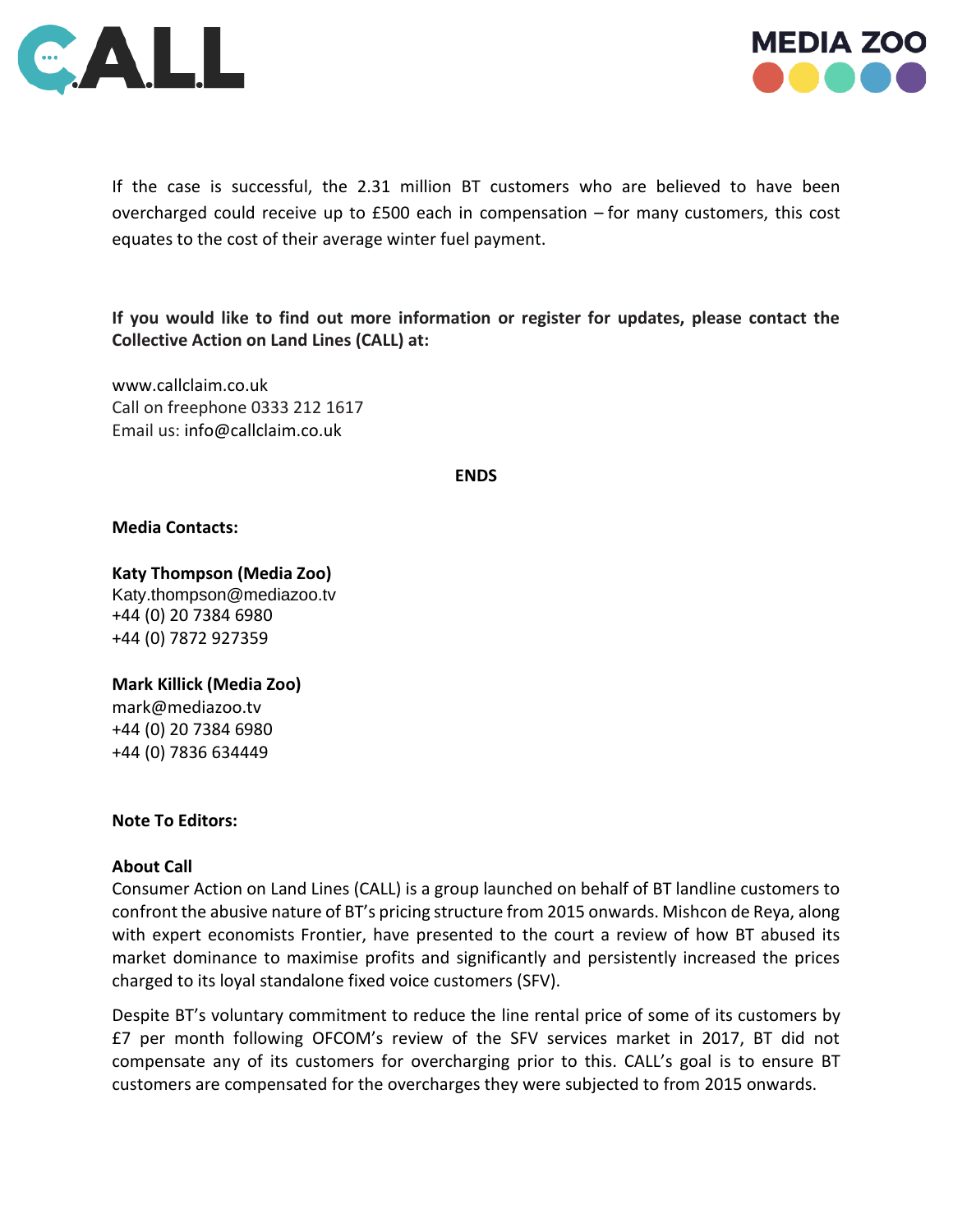If the case is successful, the 2.31 million BT customers who are believed to have been overcharged could receive up to £500 each in compensation – for many customers, this cost equates to the cost of their average winter fuel payment.

**If you would like to find out more information or register for updates, please contact the Collective Action on Land Lines (CALL) at:**

www.callclaim.co.uk
Call on freephone 0333 212 1617
Email us: info@callclaim.co.uk

**ENDS**

**Media Contacts:**

**Katy Thompson (Media Zoo)**
Katy.thompson@mediazoo.tv
+44 (0) 20 7384 6980
+44 (0) 7872 927359

**Mark Killick (Media Zoo)**
mark@mediazoo.tv
+44 (0) 20 7384 6980
+44 (0) 7836 634449

**Note To Editors:**

**About Call**
Consumer Action on Land Lines (CALL) is a group launched on behalf of BT landline customers to confront the abusive nature of BT's pricing structure from 2015 onwards. Mishcon de Reya, along with expert economists Frontier, have presented to the court a review of how BT abused its market dominance to maximise profits and significantly and persistently increased the prices charged to its loyal standalone fixed voice customers (SFV).

Despite BT's voluntary commitment to reduce the line rental price of some of its customers by £7 per month following OFCOM's review of the SFV services market in 2017, BT did not compensate any of its customers for overcharging prior to this. CALL's goal is to ensure BT customers are compensated for the overcharges they were subjected to from 2015 onwards.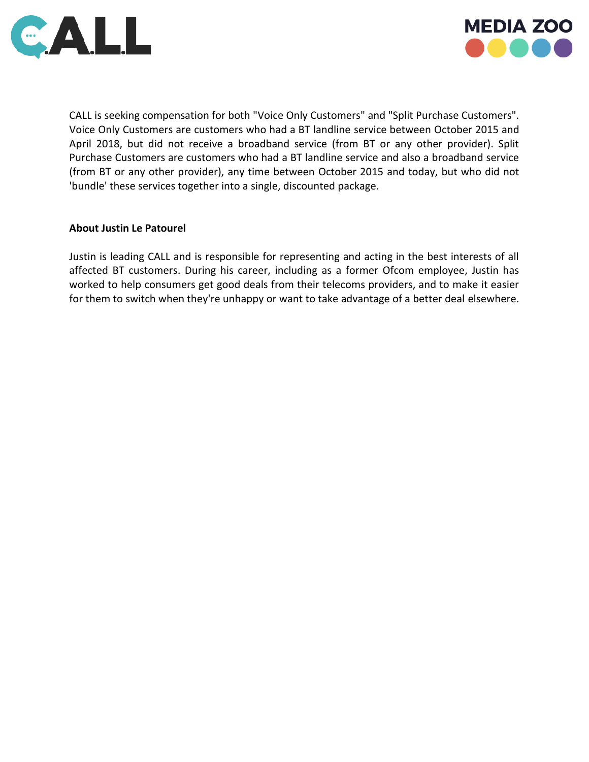CALL is seeking compensation for both "Voice Only Customers" and "Split Purchase Customers". Voice Only Customers are customers who had a BT landline service between October 2015 and April 2018, but did not receive a broadband service (from BT or any other provider). Split Purchase Customers are customers who had a BT landline service and also a broadband service (from BT or any other provider), any time between October 2015 and today, but who did not 'bundle' these services together into a single, discounted package.

**About Justin Le Patourel**

Justin is leading CALL and is responsible for representing and acting in the best interests of all affected BT customers. During his career, including as a former Ofcom employee, Justin has worked to help consumers get good deals from their telecoms providers, and to make it easier for them to switch when they're unhappy or want to take advantage of a better deal elsewhere.